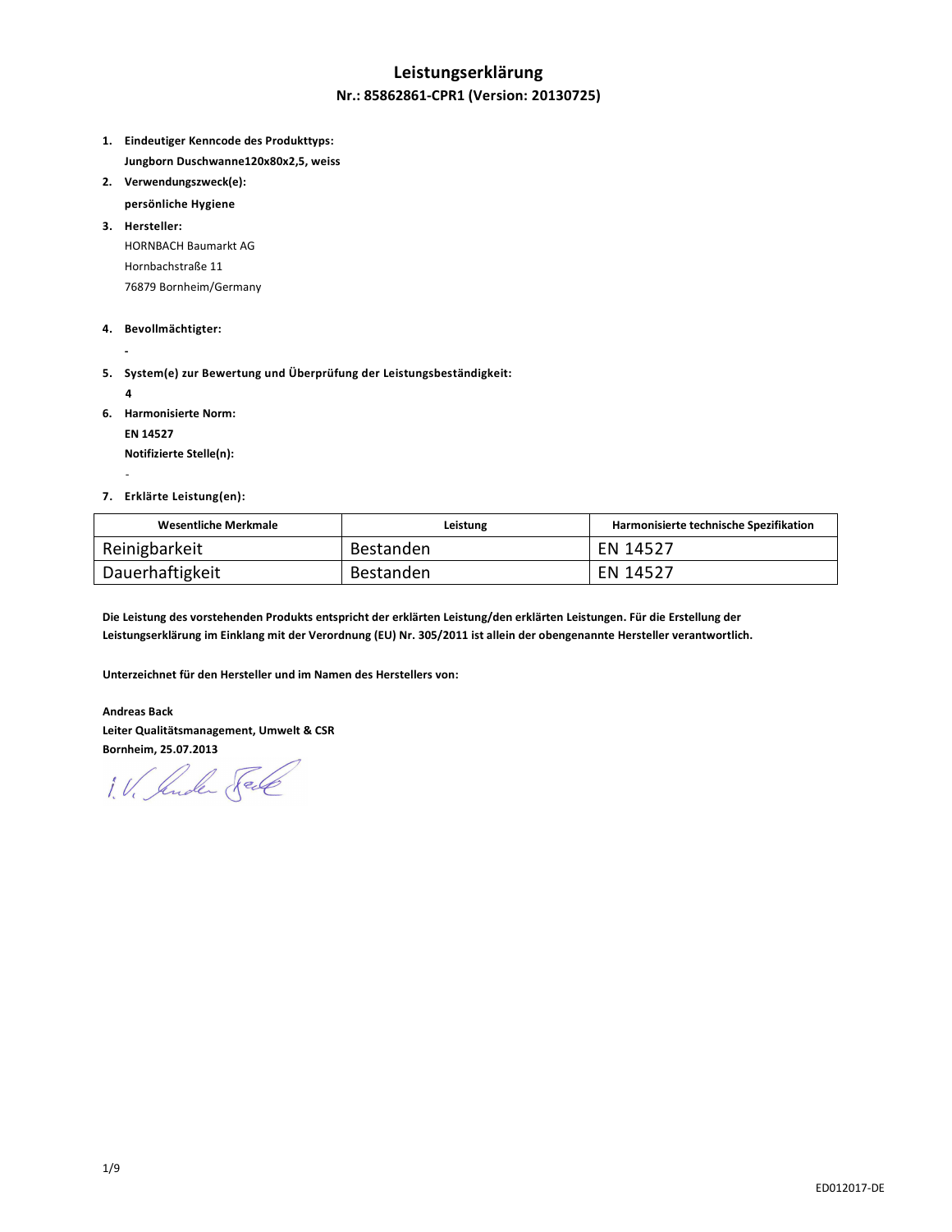# Leistungserklärung

## Nr.: 85862861-CPR1 (Version: 20130725)

1. **Eindeutiger Kenncode des Produkttyps:**
   **Jungborn Duschwanne120x80x2,5, weiss**
2. **Verwendungszweck(e):**
   **persönliche Hygiene**
3. **Hersteller:**
   HORNBACH Baumarkt AG
   Hornbachstraße 11
   76879 Bornheim/Germany
4. **Bevollmächtigter:**
   **-**
5. **System(e) zur Bewertung und Überprüfung der Leistungsbeständigkeit:**
   **4**
6. **Harmonisierte Norm:**
   **EN 14527**
   **Notifizierte Stelle(n):**
   -
7. **Erklärte Leistung(en):**

| Wesentliche Merkmale | Leistung | Harmonisierte technische Spezifikation |
| --- | --- | --- |
| Reinigbarkeit | Bestanden | EN 14527 |
| Dauerhaftigkeit | Bestanden | EN 14527 |

**Die Leistung des vorstehenden Produkts entspricht der erklärten Leistung/den erklärten Leistungen. Für die Erstellung der Leistungserklärung im Einklang mit der Verordnung (EU) Nr. 305/2011 ist allein der obengenannte Hersteller verantwortlich.**

**Unterzeichnet für den Hersteller und im Namen des Herstellers von:**

**Andreas Back**
**Leiter Qualitätsmanagement, Umwelt & CSR**
**Bornheim, 25.07.2013**

i.V. Andreas Back

ED012017-DE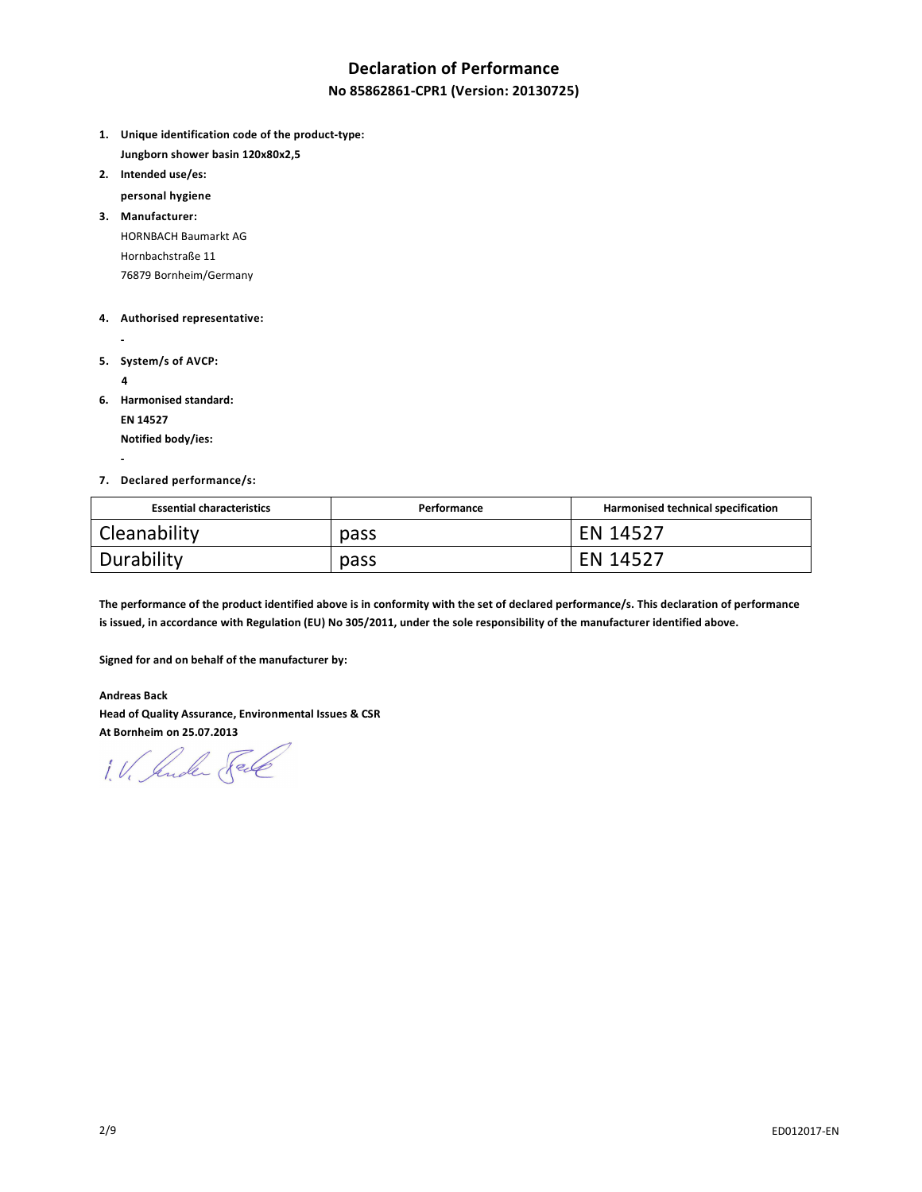# Declaration of Performance

## No 85862861-CPR1 (Version: 20130725)

1. **Unique identification code of the product-type:**
   **Jungborn shower basin 120x80x2,5**
2. **Intended use/es:**
   **personal hygiene**
3. **Manufacturer:**
   HORNBACH Baumarkt AG
   Hornbachstraße 11
   76879 Bornheim/Germany
4. **Authorised representative:**
   **-**
5. **System/s of AVCP:**
   **4**
6. **Harmonised standard:**
   **EN 14527**
   **Notified body/ies:**
   **-**
7. **Declared performance/s:**

| Essential characteristics | Performance | Harmonised technical specification |
|---|---|---|
| Cleanability | pass | EN 14527 |
| Durability | pass | EN 14527 |

**The performance of the product identified above is in conformity with the set of declared performance/s. This declaration of performance is issued, in accordance with Regulation (EU) No 305/2011, under the sole responsibility of the manufacturer identified above.**

**Signed for and on behalf of the manufacturer by:**

**Andreas Back**
**Head of Quality Assurance, Environmental Issues & CSR**
**At Bornheim on 25.07.2013**

i.V. Andreas Back

ED012017-EN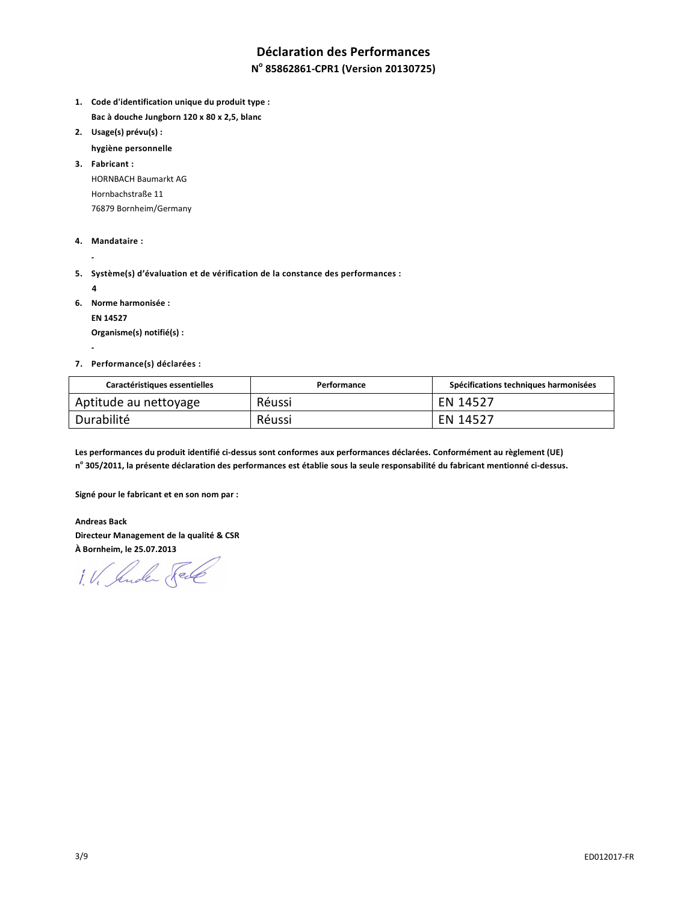# Déclaration des Performances

## N° 85862861-CPR1 (Version 20130725)

1. **Code d'identification unique du produit type :**

   **Bac à douche Jungborn 120 x 80 x 2,5, blanc**

2. **Usage(s) prévu(s) :**

   **hygiène personnelle**

3. **Fabricant :**

   HORNBACH Baumarkt AG
   Hornbachstraße 11
   76879 Bornheim/Germany

4. **Mandataire :**

   **-**

5. **Système(s) d'évaluation et de vérification de la constance des performances :**

   **4**

6. **Norme harmonisée :**

   **EN 14527**

   **Organisme(s) notifié(s) :**

   **-**

7. **Performance(s) déclarées :**

| Caractéristiques essentielles | Performance | Spécifications techniques harmonisées |
| --- | --- | --- |
| Aptitude au nettoyage | Réussi | EN 14527 |
| Durabilité | Réussi | EN 14527 |

**Les performances du produit identifié ci-dessus sont conformes aux performances déclarées. Conformément au règlement (UE) n° 305/2011, la présente déclaration des performances est établie sous la seule responsabilité du fabricant mentionné ci-dessus.**

**Signé pour le fabricant et en son nom par :**

**Andreas Back**
**Directeur Management de la qualité & CSR**
**À Bornheim, le 25.07.2013**

i. V. Andreas Back

ED012017-FR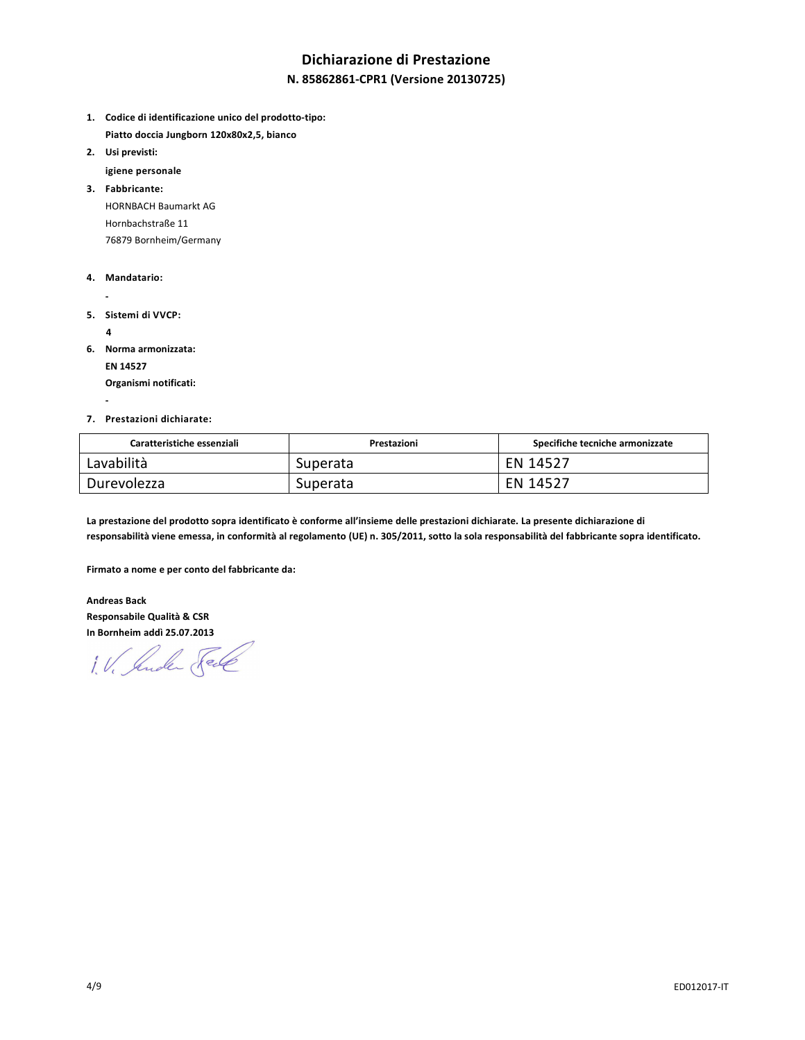# Dichiarazione di Prestazione

## N. 85862861-CPR1 (Versione 20130725)

1. **Codice di identificazione unico del prodotto-tipo:**
   **Piatto doccia Jungborn 120x80x2,5, bianco**
2. **Usi previsti:**
   **igiene personale**
3. **Fabbricante:**
   HORNBACH Baumarkt AG
   Hornbachstraße 11
   76879 Bornheim/Germany
4. **Mandatario:**
   -
5. **Sistemi di VVCP:**
   **4**
6. **Norma armonizzata:**
   **EN 14527**
   **Organismi notificati:**
   -
7. **Prestazioni dichiarate:**

| Caratteristiche essenziali | Prestazioni | Specifiche tecniche armonizzate |
|---|---|---|
| Lavabilità | Superata | EN 14527 |
| Durevolezza | Superata | EN 14527 |

**La prestazione del prodotto sopra identificato è conforme all'insieme delle prestazioni dichiarate. La presente dichiarazione di responsabilità viene emessa, in conformità al regolamento (UE) n. 305/2011, sotto la sola responsabilità del fabbricante sopra identificato.**

**Firmato a nome e per conto del fabbricante da:**

**Andreas Back**
**Responsabile Qualità & CSR**
**In Bornheim addì 25.07.2013**

i.V. Andreas Back

ED012017-IT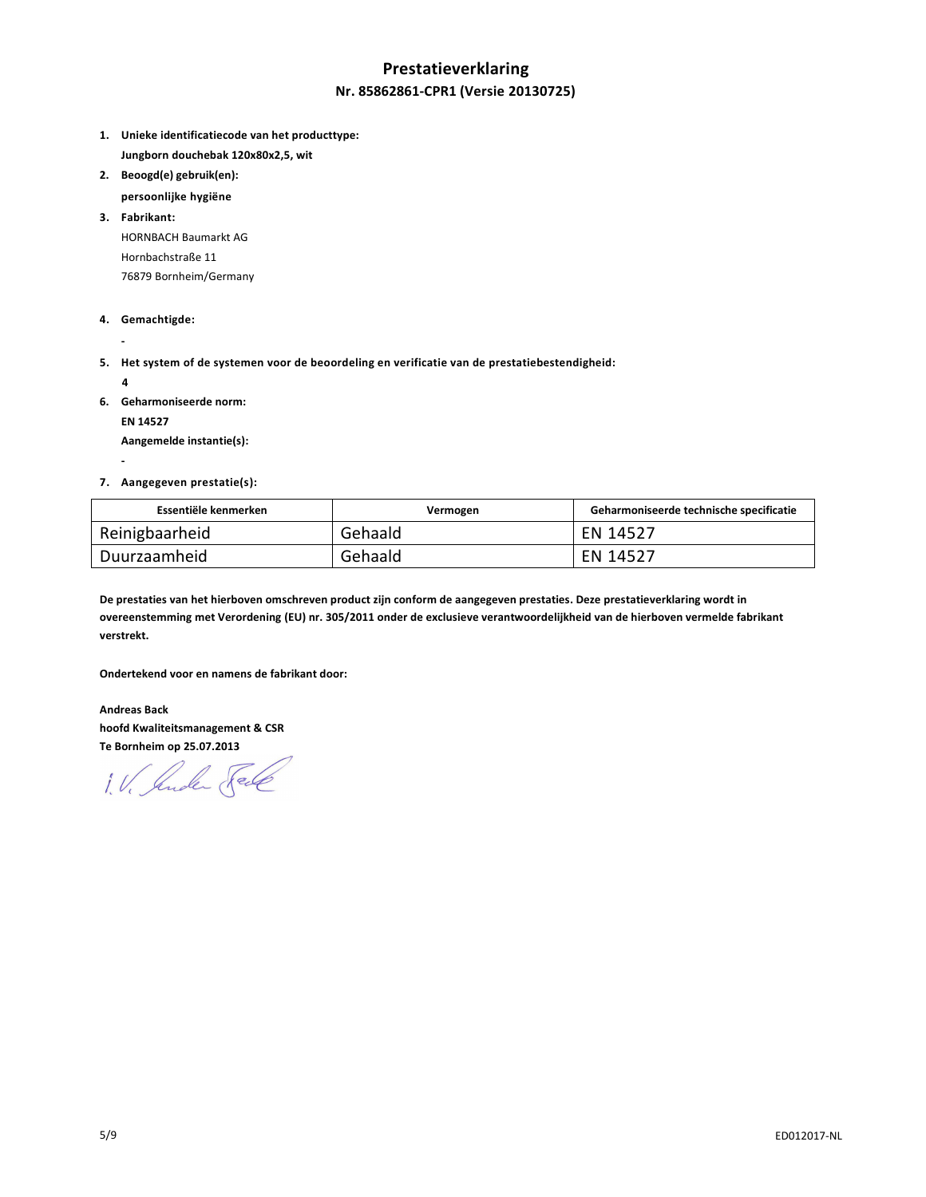# Prestatieverklaring

## Nr. 85862861-CPR1 (Versie 20130725)

1. **Unieke identificatiecode van het producttype:**
   **Jungborn douchebak 120x80x2,5, wit**
2. **Beoogd(e) gebruik(en):**
   **persoonlijke hygiëne**
3. **Fabrikant:**
   HORNBACH Baumarkt AG
   Hornbachstraße 11
   76879 Bornheim/Germany
4. **Gemachtigde:**
   -
5. **Het system of de systemen voor de beoordeling en verificatie van de prestatiebestendigheid:**
   **4**
6. **Geharmoniseerde norm:**
   **EN 14527**
   **Aangemelde instantie(s):**
   -
7. **Aangegeven prestatie(s):**

| Essentiële kenmerken | Vermogen | Geharmoniseerde technische specificatie |
|---|---|---|
| Reinigbaarheid | Gehaald | EN 14527 |
| Duurzaamheid | Gehaald | EN 14527 |

**De prestaties van het hierboven omschreven product zijn conform de aangegeven prestaties. Deze prestatieverklaring wordt in overeenstemming met Verordening (EU) nr. 305/2011 onder de exclusieve verantwoordelijkheid van de hierboven vermelde fabrikant verstrekt.**

**Ondertekend voor en namens de fabrikant door:**

**Andreas Back**
**hoofd Kwaliteitsmanagement & CSR**
**Te Bornheim op 25.07.2013**

i. V. Andreas Back

ED012017-NL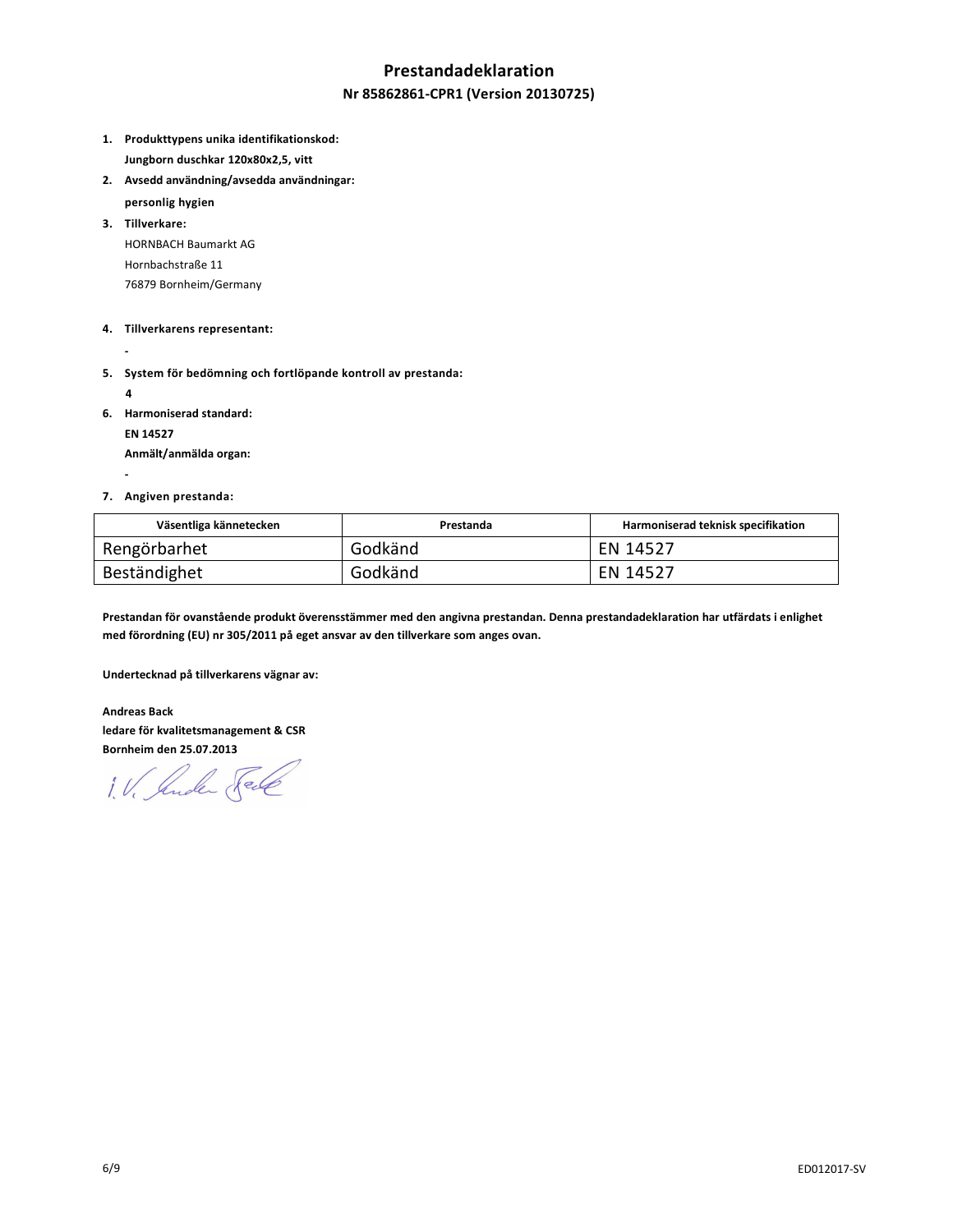# Prestandadeklaration

## Nr 85862861-CPR1 (Version 20130725)

1. **Produkttypens unika identifikationskod:**
   **Jungborn duschkar 120x80x2,5, vitt**
2. **Avsedd användning/avsedda användningar:**
   **personlig hygien**
3. **Tillverkare:**
   HORNBACH Baumarkt AG
   Hornbachstraße 11
   76879 Bornheim/Germany
4. **Tillverkarens representant:**
   **-**
5. **System för bedömning och fortlöpande kontroll av prestanda:**
   **4**
6. **Harmoniserad standard:**
   **EN 14527**
   **Anmält/anmälda organ:**
   **-**
7. **Angiven prestanda:**

| Väsentliga kännetecken | Prestanda | Harmoniserad teknisk specifikation |
|---|---|---|
| Rengörbarhet | Godkänd | EN 14527 |
| Beständighet | Godkänd | EN 14527 |

**Prestandan för ovanstående produkt överensstämmer med den angivna prestandan. Denna prestandadeklaration har utfärdats i enlighet med förordning (EU) nr 305/2011 på eget ansvar av den tillverkare som anges ovan.**

**Undertecknad på tillverkarens vägnar av:**

**Andreas Back**
**ledare för kvalitetsmanagement & CSR**
**Bornheim den 25.07.2013**

i.V. Andreas Back

ED012017-SV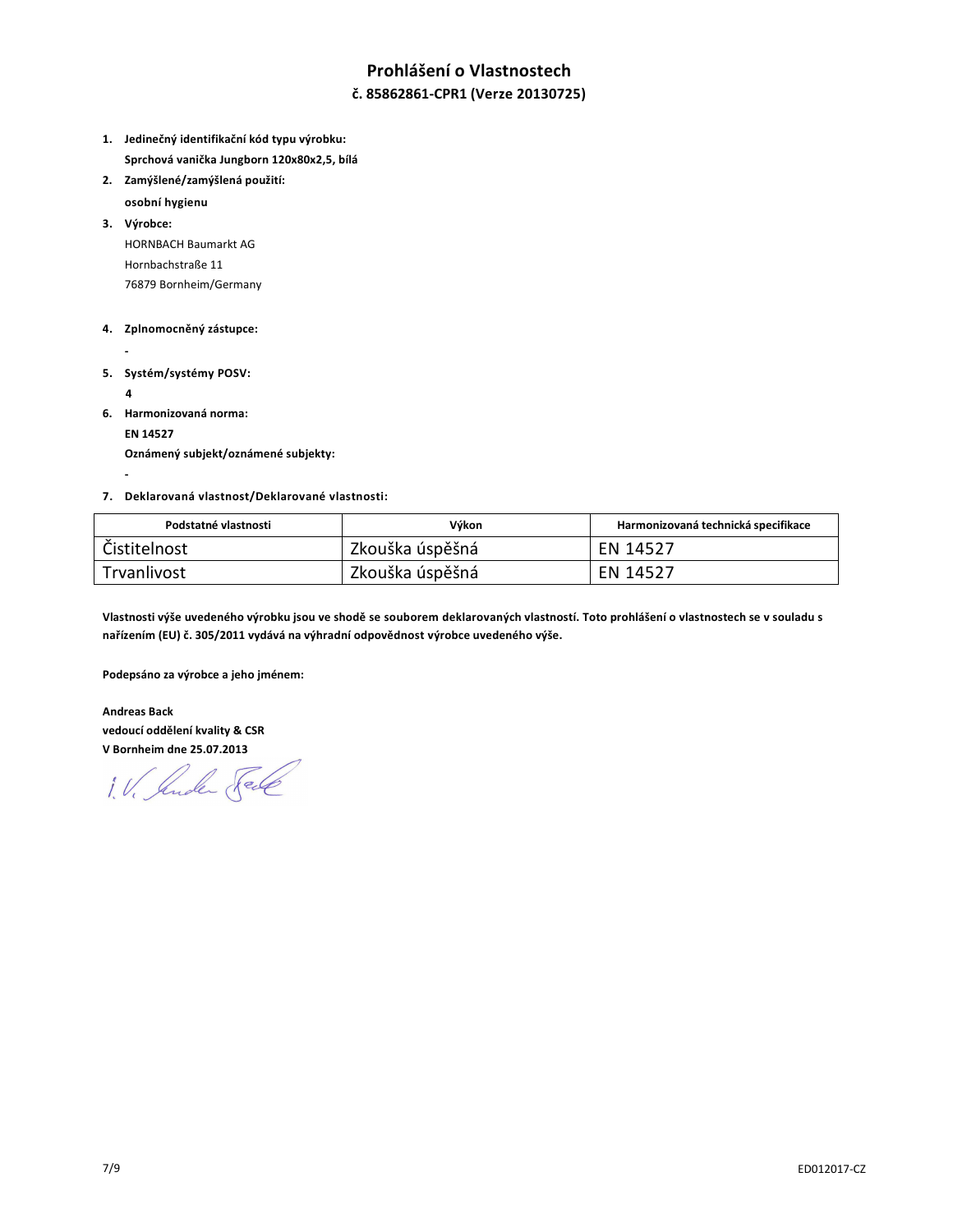# Prohlášení o Vlastnostech

## č. 85862861-CPR1 (Verze 20130725)

1. **Jedinečný identifikační kód typu výrobku:**
   **Sprchová vanička Jungborn 120x80x2,5, bílá**
2. **Zamýšlené/zamýšlená použití:**
   **osobní hygienu**
3. **Výrobce:**
   HORNBACH Baumarkt AG
   Hornbachstraße 11
   76879 Bornheim/Germany
4. **Zplnomocněný zástupce:**
   -
5. **Systém/systémy POSV:**
   **4**
6. **Harmonizovaná norma:**
   **EN 14527**
   **Oznámený subjekt/oznámené subjekty:**
   -
7. **Deklarovaná vlastnost/Deklarované vlastnosti:**

| Podstatné vlastnosti | Výkon | Harmonizovaná technická specifikace |
|---|---|---|
| Čistitelnost | Zkouška úspěšná | EN 14527 |
| Trvanlivost | Zkouška úspěšná | EN 14527 |

**Vlastnosti výše uvedeného výrobku jsou ve shodě se souborem deklarovaných vlastností. Toto prohlášení o vlastnostech se v souladu s nařízením (EU) č. 305/2011 vydává na výhradní odpovědnost výrobce uvedeného výše.**

**Podepsáno za výrobce a jeho jménem:**

**Andreas Back**
**vedoucí oddělení kvality & CSR**
**V Bornheim dne 25.07.2013**

i.V. Andreas Back

ED012017-CZ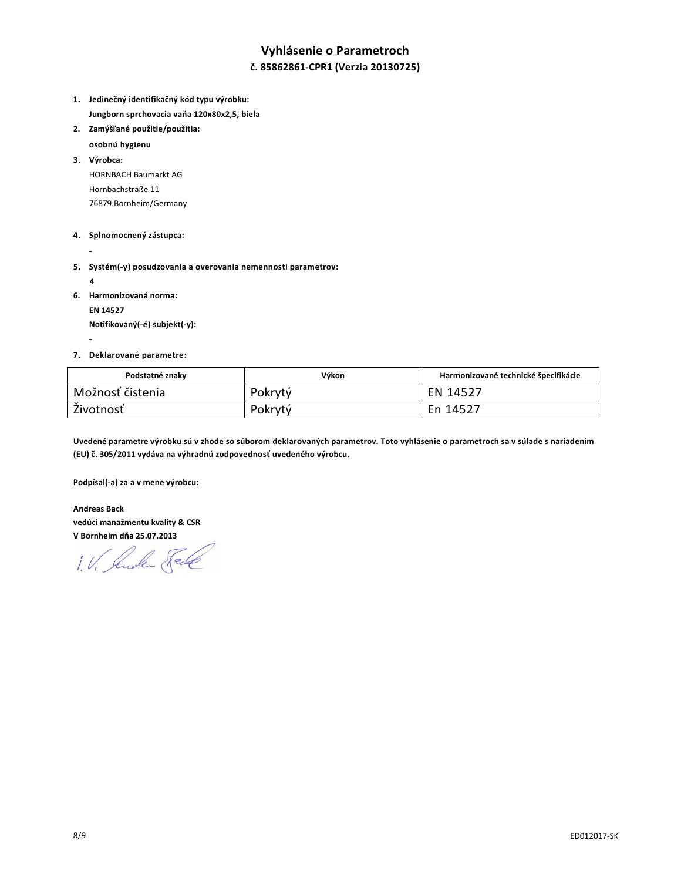# Vyhlásenie o Parametroch

## č. 85862861-CPR1 (Verzia 20130725)

1. **Jedinečný identifikačný kód typu výrobku:**
   **Jungborn sprchovacia vaňa 120x80x2,5, biela**
2. **Zamýšľané použitie/použitia:**
   **osobnú hygienu**
3. **Výrobca:**
   HORNBACH Baumarkt AG
   Hornbachstraße 11
   76879 Bornheim/Germany
4. **Splnomocnený zástupca:**
   -
5. **Systém(-y) posudzovania a overovania nemennosti parametrov:**
   **4**
6. **Harmonizovaná norma:**
   **EN 14527**
   **Notifikovaný(-é) subjekt(-y):**
   -
7. **Deklarované parametre:**

| Podstatné znaky | Výkon | Harmonizované technické špecifikácie |
|---|---|---|
| Možnosť čistenia | Pokrytý | EN 14527 |
| Životnosť | Pokrytý | En 14527 |

**Uvedené parametre výrobku sú v zhode so súborom deklarovaných parametrov. Toto vyhlásenie o parametroch sa v súlade s nariadením (EU) č. 305/2011 vydáva na výhradnú zodpovednosť uvedeného výrobcu.**

**Podpísal(-a) za a v mene výrobcu:**

**Andreas Back**
**vedúci manažmentu kvality & CSR**
**V Bornheim dňa 25.07.2013**

i.V. Andreas Back

ED012017-SK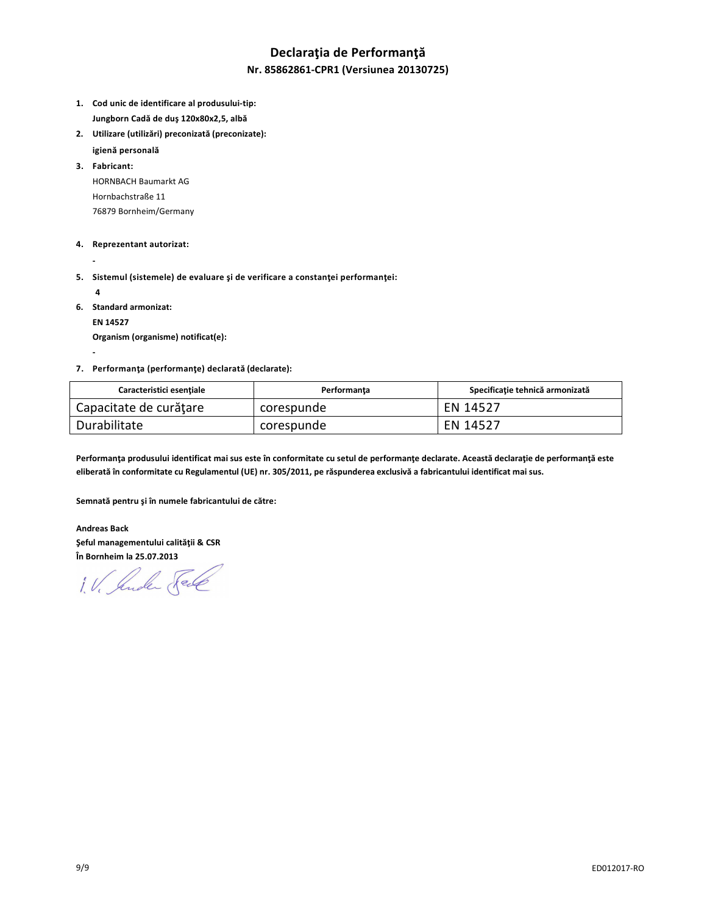# Declaraţia de Performanţă

**Nr. 85862861-CPR1 (Versiunea 20130725)**

1. **Cod unic de identificare al produsului-tip:**
   **Jungborn Cadă de duş 120x80x2,5, albă**
2. **Utilizare (utilizări) preconizată (preconizate):**
   **igienă personală**
3. **Fabricant:**
   HORNBACH Baumarkt AG
   Hornbachstraße 11
   76879 Bornheim/Germany
4. **Reprezentant autorizat:**
   -
5. **Sistemul (sistemele) de evaluare şi de verificare a constanţei performanţei:**
   **4**
6. **Standard armonizat:**
   **EN 14527**
   **Organism (organisme) notificat(e):**
   -
7. **Performanţa (performanţe) declarată (declarate):**

| Caracteristici esenţiale | Performanţa | Specificaţie tehnică armonizată |
|---|---|---|
| Capacitate de curăţare | corespunde | EN 14527 |
| Durabilitate | corespunde | EN 14527 |

**Performanţa produsului identificat mai sus este în conformitate cu setul de performanţe declarate. Această declaraţie de performanţă este eliberată în conformitate cu Regulamentul (UE) nr. 305/2011, pe răspunderea exclusivă a fabricantului identificat mai sus.**

**Semnată pentru şi în numele fabricantului de către:**

**Andreas Back**
**Şeful managementului calităţii & CSR**
**În Bornheim la 25.07.2013**

i. V. Andreas Back

ED012017-RO